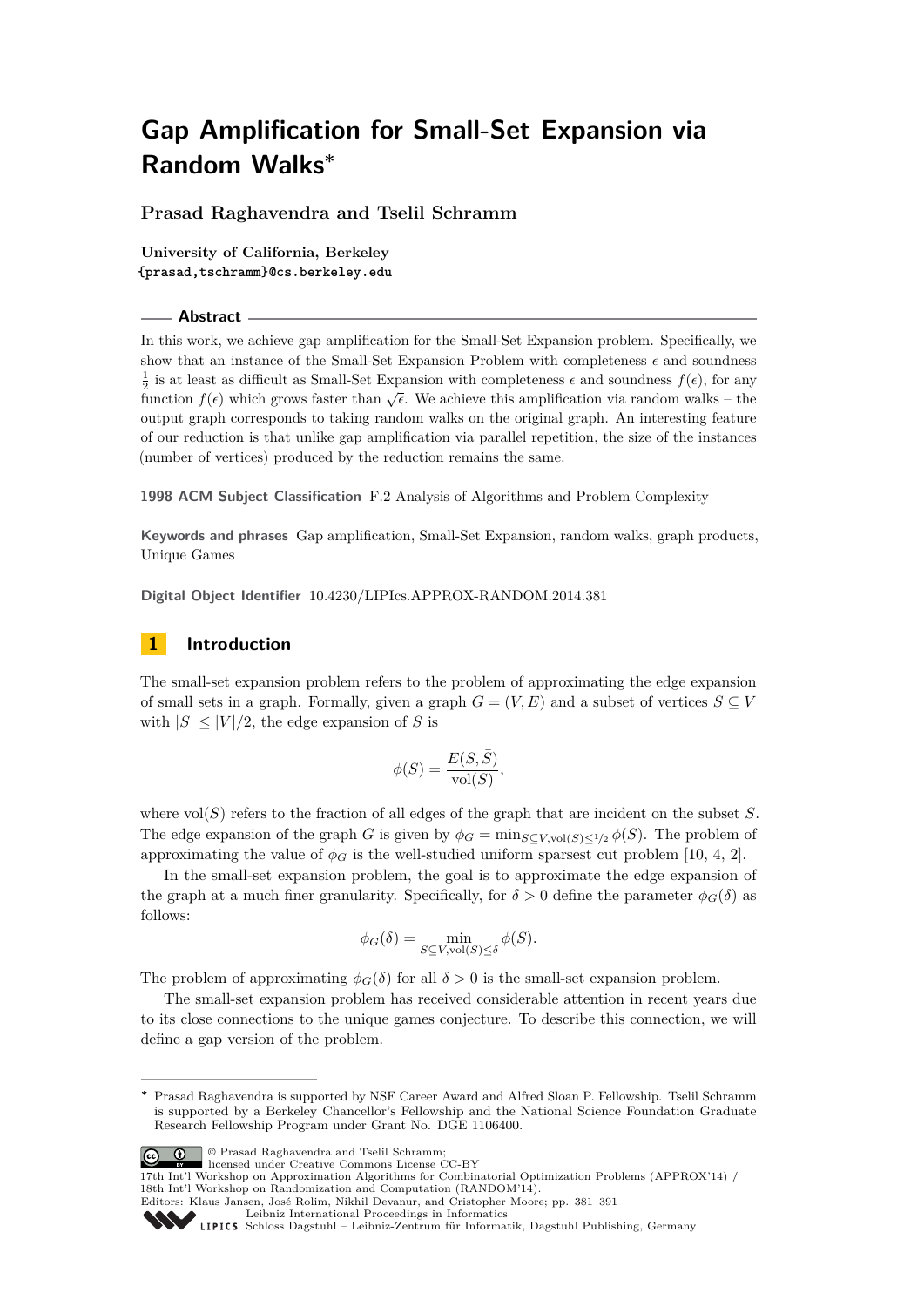# Gap Amplification for Small-Set Expansion via Random Walks*

**Prasad Raghavendra and Tselil Schramm**

**University of California, Berkeley**
{prasad,tschramm}@cs.berkeley.edu

## Abstract

In this work, we achieve gap amplification for the Small-Set Expansion problem. Specifically, we show that an instance of the Small-Set Expansion Problem with completeness $\epsilon$ and soundness $\frac{1}{2}$ is at least as difficult as Small-Set Expansion with completeness $\epsilon$ and soundness $f(\epsilon)$, for any function $f(\epsilon)$ which grows faster than $\sqrt{\epsilon}$. We achieve this amplification via random walks – the output graph corresponds to taking random walks on the original graph. An interesting feature of our reduction is that unlike gap amplification via parallel repetition, the size of the instances (number of vertices) produced by the reduction remains the same.

**1998 ACM Subject Classification** F.2 Analysis of Algorithms and Problem Complexity

**Keywords and phrases** Gap amplification, Small-Set Expansion, random walks, graph products, Unique Games

**Digital Object Identifier** 10.4230/LIPIcs.APPROX-RANDOM.2014.381

## 1 Introduction

The small-set expansion problem refers to the problem of approximating the edge expansion of small sets in a graph. Formally, given a graph $G = (V, E)$ and a subset of vertices $S \subseteq V$ with $|S| \leq |V|/2$, the edge expansion of $S$ is

$$\phi(S) = \frac{E(S, \bar{S})}{\text{vol}(S)},$$

where vol$(S)$ refers to the fraction of all edges of the graph that are incident on the subset $S$. The edge expansion of the graph $G$ is given by $\phi_G = \min_{S \subseteq V, \text{vol}(S) \leq 1/2} \phi(S)$. The problem of approximating the value of $\phi_G$ is the well-studied uniform sparsest cut problem [10, 4, 2].

In the small-set expansion problem, the goal is to approximate the edge expansion of the graph at a much finer granularity. Specifically, for $\delta > 0$ define the parameter $\phi_G(\delta)$ as follows:

$$\phi_G(\delta) = \min_{S \subseteq V, \text{vol}(S) \leq \delta} \phi(S).$$

The problem of approximating $\phi_G(\delta)$ for all $\delta > 0$ is the small-set expansion problem.

The small-set expansion problem has received considerable attention in recent years due to its close connections to the unique games conjecture. To describe this connection, we will define a gap version of the problem.

---

* Prasad Raghavendra is supported by NSF Career Award and Alfred Sloan P. Fellowship. Tselil Schramm is supported by a Berkeley Chancellor's Fellowship and the National Science Foundation Graduate Research Fellowship Program under Grant No. DGE 1106400.

© Prasad Raghavendra and Tselil Schramm;
licensed under Creative Commons License CC-BY
17th Int'l Workshop on Approximation Algorithms for Combinatorial Optimization Problems (APPROX'14) / 18th Int'l Workshop on Randomization and Computation (RANDOM'14).
Editors: Klaus Jansen, José Rolim, Nikhil Devanur, and Cristopher Moore; pp. 381–391
Leibniz International Proceedings in Informatics
LIPICS Schloss Dagstuhl – Leibniz-Zentrum für Informatik, Dagstuhl Publishing, Germany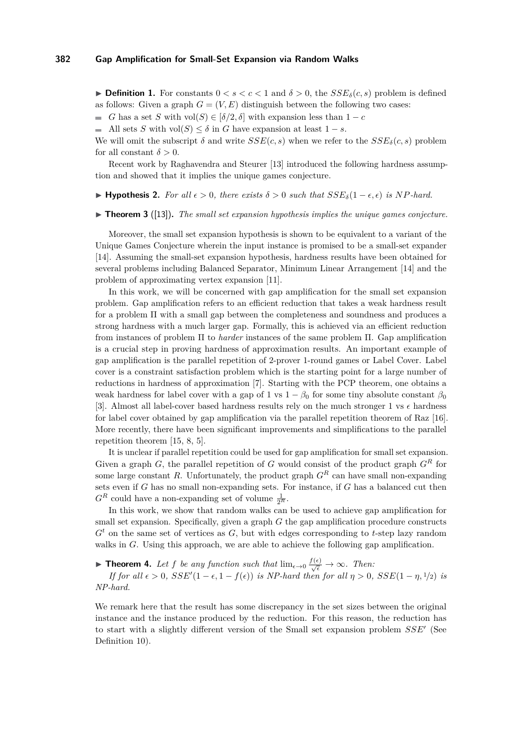▶ **Definition 1.** For constants $0 < s < c < 1$ and $\delta > 0$, the $SSE_\delta(c, s)$ problem is defined as follows: Given a graph $G = (V, E)$ distinguish between the following two cases:

- $G$ has a set $S$ with $\mathrm{vol}(S) \in [\delta/2, \delta]$ with expansion less than $1 - c$
- All sets $S$ with $\mathrm{vol}(S) \leq \delta$ in $G$ have expansion at least $1 - s$.

We will omit the subscript $\delta$ and write $SSE(c, s)$ when we refer to the $SSE_\delta(c, s)$ problem for all constant $\delta > 0$.

Recent work by Raghavendra and Steurer [13] introduced the following hardness assumption and showed that it implies the unique games conjecture.

▶ **Hypothesis 2.** *For all $\epsilon > 0$, there exists $\delta > 0$ such that $SSE_\delta(1 - \epsilon, \epsilon)$ is NP-hard.*

▶ **Theorem 3** ([13])**.** *The small set expansion hypothesis implies the unique games conjecture.*

Moreover, the small set expansion hypothesis is shown to be equivalent to a variant of the Unique Games Conjecture wherein the input instance is promised to be a small-set expander [14]. Assuming the small-set expansion hypothesis, hardness results have been obtained for several problems including Balanced Separator, Minimum Linear Arrangement [14] and the problem of approximating vertex expansion [11].

In this work, we will be concerned with gap amplification for the small set expansion problem. Gap amplification refers to an efficient reduction that takes a weak hardness result for a problem $\Pi$ with a small gap between the completeness and soundness and produces a strong hardness with a much larger gap. Formally, this is achieved via an efficient reduction from instances of problem $\Pi$ to *harder* instances of the same problem $\Pi$. Gap amplification is a crucial step in proving hardness of approximation results. An important example of gap amplification is the parallel repetition of 2-prover 1-round games or Label Cover. Label cover is a constraint satisfaction problem which is the starting point for a large number of reductions in hardness of approximation [7]. Starting with the PCP theorem, one obtains a weak hardness for label cover with a gap of 1 vs $1 - \beta_0$ for some tiny absolute constant $\beta_0$ [3]. Almost all label-cover based hardness results rely on the much stronger 1 vs $\epsilon$ hardness for label cover obtained by gap amplification via the parallel repetition theorem of Raz [16]. More recently, there have been significant improvements and simplifications to the parallel repetition theorem [15, 8, 5].

It is unclear if parallel repetition could be used for gap amplification for small set expansion. Given a graph $G$, the parallel repetition of $G$ would consist of the product graph $G^R$ for some large constant $R$. Unfortunately, the product graph $G^R$ can have small non-expanding sets even if $G$ has no small non-expanding sets. For instance, if $G$ has a balanced cut then $G^R$ could have a non-expanding set of volume $\frac{1}{2^R}$.

In this work, we show that random walks can be used to achieve gap amplification for small set expansion. Specifically, given a graph $G$ the gap amplification procedure constructs $G^t$ on the same set of vertices as $G$, but with edges corresponding to $t$-step lazy random walks in $G$. Using this approach, we are able to achieve the following gap amplification.

▶ **Theorem 4.** *Let $f$ be any function such that $\lim_{\epsilon \to 0} \frac{f(\epsilon)}{\sqrt{\epsilon}} \to \infty$. Then:*
*If for all $\epsilon > 0$, $SSE'(1 - \epsilon, 1 - f(\epsilon))$ is NP-hard then for all $\eta > 0$, $SSE(1 - \eta, 1/2)$ is NP-hard.*

We remark here that the result has some discrepancy in the set sizes between the original instance and the instance produced by the reduction. For this reason, the reduction has to start with a slightly different version of the Small set expansion problem $SSE'$ (See Definition 10).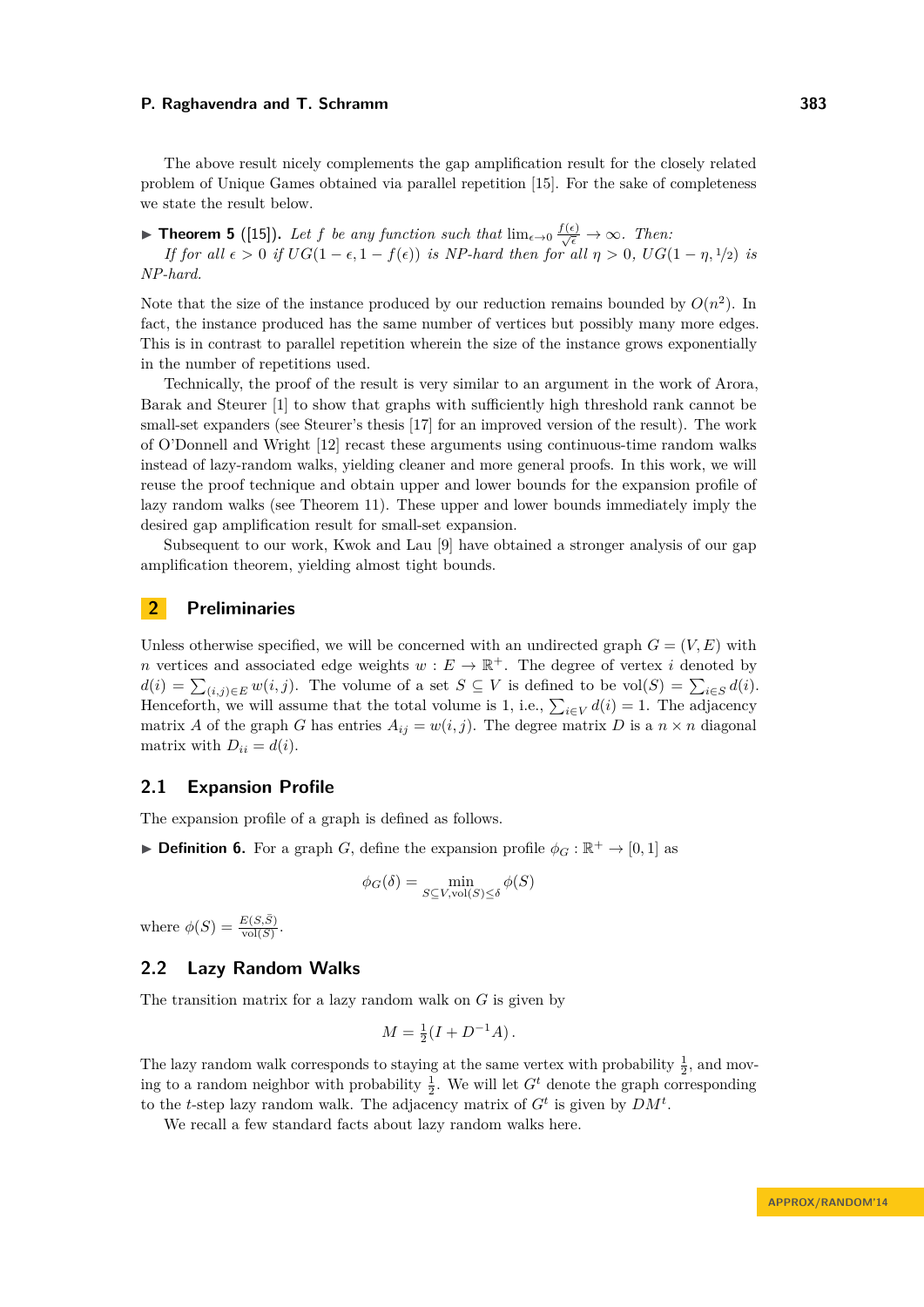The above result nicely complements the gap amplification result for the closely related problem of Unique Games obtained via parallel repetition [15]. For the sake of completeness we state the result below.

▶ **Theorem 5** ([15])**.** *Let $f$ be any function such that $\lim_{\epsilon \to 0} \frac{f(\epsilon)}{\sqrt{\epsilon}} \to \infty$. Then:*
*If for all $\epsilon > 0$ if $UG(1-\epsilon, 1-f(\epsilon))$ is NP-hard then for all $\eta > 0$, $UG(1-\eta, 1/2)$ is NP-hard.*

Note that the size of the instance produced by our reduction remains bounded by $O(n^2)$. In fact, the instance produced has the same number of vertices but possibly many more edges. This is in contrast to parallel repetition wherein the size of the instance grows exponentially in the number of repetitions used.

Technically, the proof of the result is very similar to an argument in the work of Arora, Barak and Steurer [1] to show that graphs with sufficiently high threshold rank cannot be small-set expanders (see Steurer's thesis [17] for an improved version of the result). The work of O'Donnell and Wright [12] recast these arguments using continuous-time random walks instead of lazy-random walks, yielding cleaner and more general proofs. In this work, we will reuse the proof technique and obtain upper and lower bounds for the expansion profile of lazy random walks (see Theorem 11). These upper and lower bounds immediately imply the desired gap amplification result for small-set expansion.

Subsequent to our work, Kwok and Lau [9] have obtained a stronger analysis of our gap amplification theorem, yielding almost tight bounds.

## 2 Preliminaries

Unless otherwise specified, we will be concerned with an undirected graph $G = (V, E)$ with $n$ vertices and associated edge weights $w : E \to \mathbb{R}^+$. The degree of vertex $i$ denoted by $d(i) = \sum_{(i,j) \in E} w(i,j)$. The volume of a set $S \subseteq V$ is defined to be $\mathrm{vol}(S) = \sum_{i \in S} d(i)$. Henceforth, we will assume that the total volume is 1, i.e., $\sum_{i \in V} d(i) = 1$. The adjacency matrix $A$ of the graph $G$ has entries $A_{ij} = w(i,j)$. The degree matrix $D$ is a $n \times n$ diagonal matrix with $D_{ii} = d(i)$.

### 2.1 Expansion Profile

The expansion profile of a graph is defined as follows.

▶ **Definition 6.** For a graph $G$, define the expansion profile $\phi_G : \mathbb{R}^+ \to [0, 1]$ as

$$\phi_G(\delta) = \min_{S \subseteq V, \mathrm{vol}(S) \le \delta} \phi(S)$$

where $\phi(S) = \frac{E(S, \bar{S})}{\mathrm{vol}(S)}$.

### 2.2 Lazy Random Walks

The transition matrix for a lazy random walk on $G$ is given by

$$M = \tfrac{1}{2}(I + D^{-1}A)\,.$$

The lazy random walk corresponds to staying at the same vertex with probability $\frac{1}{2}$, and moving to a random neighbor with probability $\frac{1}{2}$. We will let $G^t$ denote the graph corresponding to the $t$-step lazy random walk. The adjacency matrix of $G^t$ is given by $DM^t$.

We recall a few standard facts about lazy random walks here.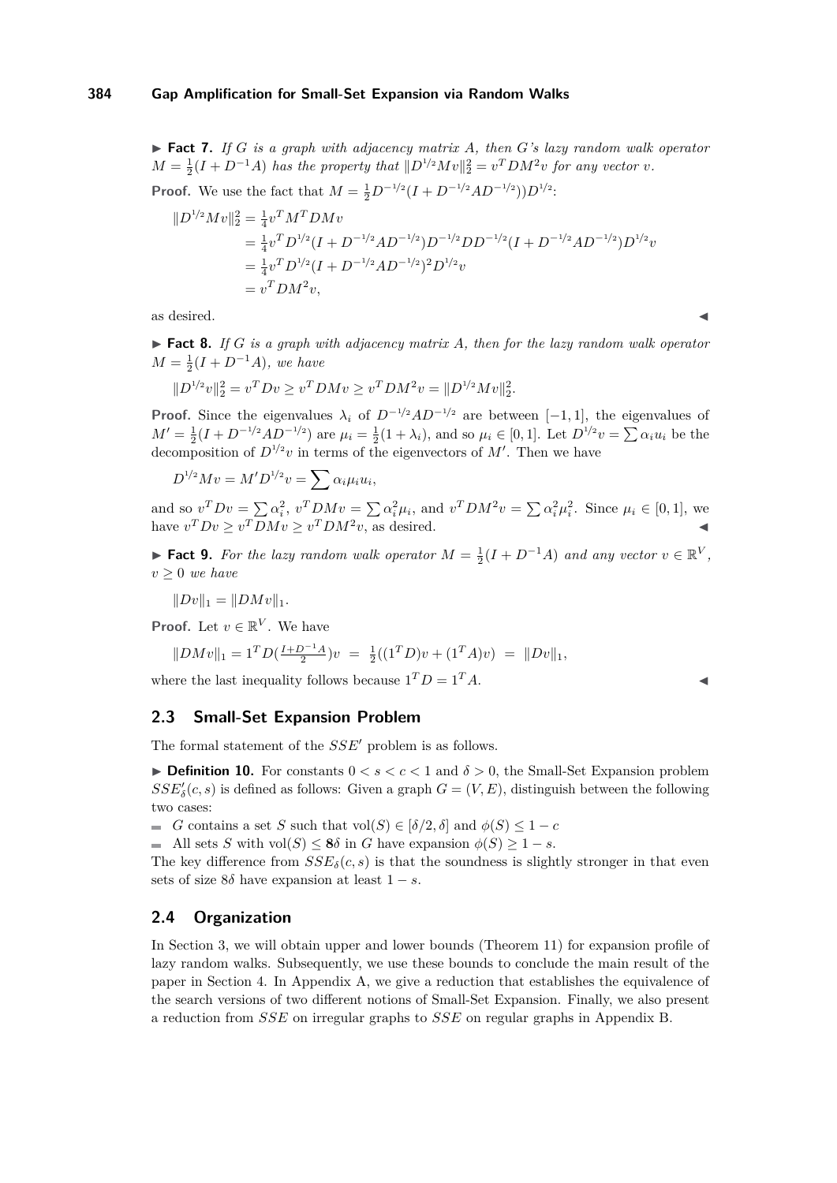▶ **Fact 7.** *If $G$ is a graph with adjacency matrix $A$, then $G$'s lazy random walk operator $M = \frac{1}{2}(I + D^{-1}A)$ has the property that $\|D^{1/2}Mv\|_2^2 = v^T DM^2 v$ for any vector $v$.*

**Proof.** We use the fact that $M = \frac{1}{2}D^{-1/2}(I + D^{-1/2}AD^{-1/2}))D^{1/2}$:

$$
\begin{aligned}
\|D^{1/2}Mv\|_2^2 &= \tfrac{1}{4}v^T M^T DMv \\
&= \tfrac{1}{4}v^T D^{1/2}(I + D^{-1/2}AD^{-1/2})D^{-1/2}DD^{-1/2}(I + D^{-1/2}AD^{-1/2})D^{1/2}v \\
&= \tfrac{1}{4}v^T D^{1/2}(I + D^{-1/2}AD^{-1/2})^2 D^{1/2}v \\
&= v^T DM^2 v,
\end{aligned}
$$

as desired. ◀

▶ **Fact 8.** *If $G$ is a graph with adjacency matrix $A$, then for the lazy random walk operator $M = \frac{1}{2}(I + D^{-1}A)$, we have*

$$\|D^{1/2}v\|_2^2 = v^T Dv \geq v^T DMv \geq v^T DM^2 v = \|D^{1/2}Mv\|_2^2.$$

**Proof.** Since the eigenvalues $\lambda_i$ of $D^{-1/2}AD^{-1/2}$ are between $[-1, 1]$, the eigenvalues of $M' = \frac{1}{2}(I + D^{-1/2}AD^{-1/2})$ are $\mu_i = \frac{1}{2}(1 + \lambda_i)$, and so $\mu_i \in [0, 1]$. Let $D^{1/2}v = \sum \alpha_i u_i$ be the decomposition of $D^{1/2}v$ in terms of the eigenvectors of $M'$. Then we have

$$D^{1/2}Mv = M'D^{1/2}v = \sum \alpha_i \mu_i u_i,$$

and so $v^T Dv = \sum \alpha_i^2$, $v^T DMv = \sum \alpha_i^2 \mu_i$, and $v^T DM^2 v = \sum \alpha_i^2 \mu_i^2$. Since $\mu_i \in [0, 1]$, we have $v^T Dv \geq v^T DMv \geq v^T DM^2 v$, as desired. ◀

▶ **Fact 9.** *For the lazy random walk operator $M = \frac{1}{2}(I + D^{-1}A)$ and any vector $v \in \mathbb{R}^V$, $v \geq 0$ we have*

$$\|Dv\|_1 = \|DMv\|_1.$$

**Proof.** Let $v \in \mathbb{R}^V$. We have

$$\|DMv\|_1 = 1^T D(\tfrac{I + D^{-1}A}{2})v \;=\; \tfrac{1}{2}((1^T D)v + (1^T A)v) \;=\; \|Dv\|_1,$$

where the last inequality follows because $1^T D = 1^T A$. ◀

## 2.3 Small-Set Expansion Problem

The formal statement of the $SSE'$ problem is as follows.

▶ **Definition 10.** For constants $0 < s < c < 1$ and $\delta > 0$, the Small-Set Expansion problem $SSE'_\delta(c, s)$ is defined as follows: Given a graph $G = (V, E)$, distinguish between the following two cases:

- $G$ contains a set $S$ such that $\text{vol}(S) \in [\delta/2, \delta]$ and $\phi(S) \leq 1 - c$
- All sets $S$ with $\text{vol}(S) \leq \mathbf{8}\delta$ in $G$ have expansion $\phi(S) \geq 1 - s$.

The key difference from $SSE_\delta(c, s)$ is that the soundness is slightly stronger in that even sets of size $8\delta$ have expansion at least $1 - s$.

## 2.4 Organization

In Section 3, we will obtain upper and lower bounds (Theorem 11) for expansion profile of lazy random walks. Subsequently, we use these bounds to conclude the main result of the paper in Section 4. In Appendix A, we give a reduction that establishes the equivalence of the search versions of two different notions of Small-Set Expansion. Finally, we also present a reduction from $SSE$ on irregular graphs to $SSE$ on regular graphs in Appendix B.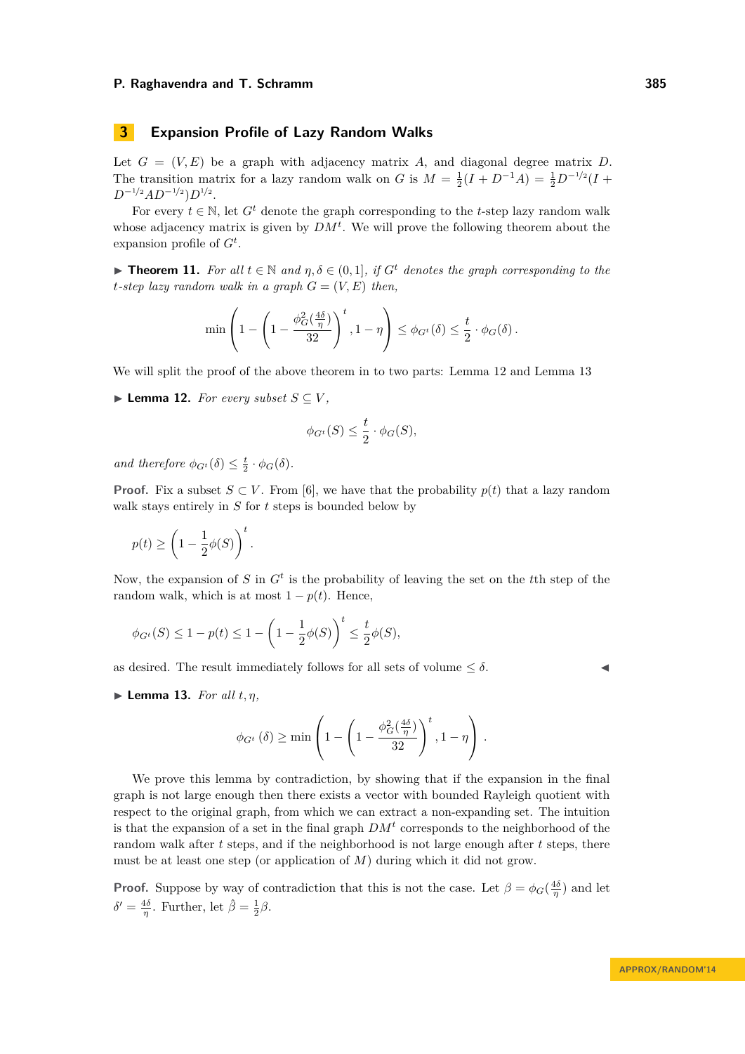## 3 Expansion Profile of Lazy Random Walks

Let $G = (V, E)$ be a graph with adjacency matrix $A$, and diagonal degree matrix $D$. The transition matrix for a lazy random walk on $G$ is $M = \frac{1}{2}(I + D^{-1}A) = \frac{1}{2}D^{-1/2}(I + D^{-1/2}AD^{-1/2})D^{1/2}$.

For every $t \in \mathbb{N}$, let $G^t$ denote the graph corresponding to the $t$-step lazy random walk whose adjacency matrix is given by $DM^t$. We will prove the following theorem about the expansion profile of $G^t$.

▶ **Theorem 11.** *For all $t \in \mathbb{N}$ and $\eta, \delta \in (0, 1]$, if $G^t$ denotes the graph corresponding to the $t$-step lazy random walk in a graph $G = (V, E)$ then,*

$$\min\left(1 - \left(1 - \frac{\phi_G^2(\frac{4\delta}{\eta})}{32}\right)^t, 1 - \eta\right) \leq \phi_{G^t}(\delta) \leq \frac{t}{2} \cdot \phi_G(\delta).$$

We will split the proof of the above theorem in to two parts: Lemma 12 and Lemma 13

▶ **Lemma 12.** *For every subset $S \subseteq V$,*

$$\phi_{G^t}(S) \leq \frac{t}{2} \cdot \phi_G(S),$$

*and therefore $\phi_{G^t}(\delta) \leq \frac{t}{2} \cdot \phi_G(\delta)$.*

**Proof.** Fix a subset $S \subset V$. From [6], we have that the probability $p(t)$ that a lazy random walk stays entirely in $S$ for $t$ steps is bounded below by

$$p(t) \geq \left(1 - \frac{1}{2}\phi(S)\right)^t.$$

Now, the expansion of $S$ in $G^t$ is the probability of leaving the set on the $t$th step of the random walk, which is at most $1 - p(t)$. Hence,

$$\phi_{G^t}(S) \leq 1 - p(t) \leq 1 - \left(1 - \frac{1}{2}\phi(S)\right)^t \leq \frac{t}{2}\phi(S),$$

as desired. The result immediately follows for all sets of volume $\leq \delta$. ◀

▶ **Lemma 13.** *For all $t, \eta$,*

$$\phi_{G^t}(\delta) \geq \min\left(1 - \left(1 - \frac{\phi_G^2(\frac{4\delta}{\eta})}{32}\right)^t, 1 - \eta\right).$$

We prove this lemma by contradiction, by showing that if the expansion in the final graph is not large enough then there exists a vector with bounded Rayleigh quotient with respect to the original graph, from which we can extract a non-expanding set. The intuition is that the expansion of a set in the final graph $DM^t$ corresponds to the neighborhood of the random walk after $t$ steps, and if the neighborhood is not large enough after $t$ steps, there must be at least one step (or application of $M$) during which it did not grow.

**Proof.** Suppose by way of contradiction that this is not the case. Let $\beta = \phi_G(\frac{4\delta}{\eta})$ and let $\delta' = \frac{4\delta}{\eta}$. Further, let $\hat{\beta} = \frac{1}{2}\beta$.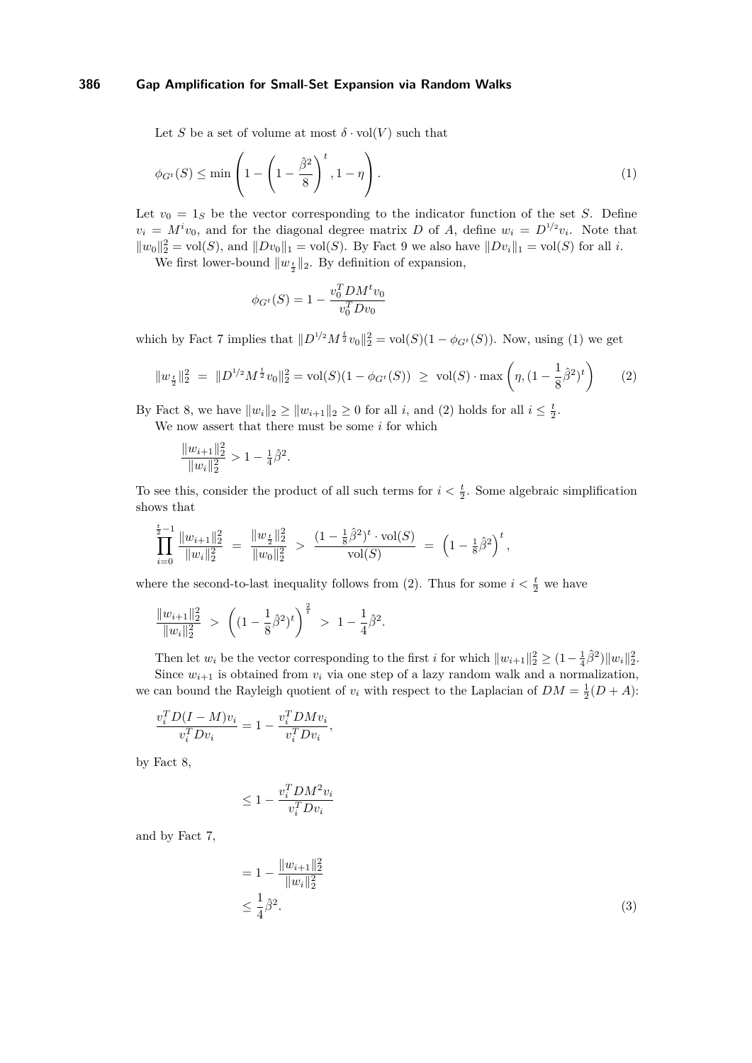Let $S$ be a set of volume at most $\delta \cdot \text{vol}(V)$ such that

$$\phi_{G^t}(S) \leq \min\left(1 - \left(1 - \frac{\hat{\beta}^2}{8}\right)^t, 1 - \eta\right). \tag{1}$$

Let $v_0 = 1_S$ be the vector corresponding to the indicator function of the set $S$. Define $v_i = M^i v_0$, and for the diagonal degree matrix $D$ of $A$, define $w_i = D^{1/2} v_i$. Note that $\|w_0\|_2^2 = \text{vol}(S)$, and $\|Dv_0\|_1 = \text{vol}(S)$. By Fact 9 we also have $\|Dv_i\|_1 = \text{vol}(S)$ for all $i$.

We first lower-bound $\|w_{\frac{t}{2}}\|_2$. By definition of expansion,

$$\phi_{G^t}(S) = 1 - \frac{v_0^T D M^t v_0}{v_0^T D v_0}$$

which by Fact 7 implies that $\|D^{1/2} M^{\frac{t}{2}} v_0\|_2^2 = \text{vol}(S)(1 - \phi_{G^t}(S))$. Now, using (1) we get

$$\|w_{\frac{t}{2}}\|_2^2 \;=\; \|D^{1/2} M^{\frac{t}{2}} v_0\|_2^2 = \text{vol}(S)(1 - \phi_{G^t}(S)) \;\geq\; \text{vol}(S) \cdot \max\left(\eta, (1 - \frac{1}{8}\hat{\beta}^2)^t\right) \tag{2}$$

By Fact 8, we have $\|w_i\|_2 \geq \|w_{i+1}\|_2 \geq 0$ for all $i$, and (2) holds for all $i \leq \frac{t}{2}$.

We now assert that there must be some $i$ for which

$$\frac{\|w_{i+1}\|_2^2}{\|w_i\|_2^2} > 1 - \tfrac{1}{4}\hat{\beta}^2.$$

To see this, consider the product of all such terms for $i < \frac{t}{2}$. Some algebraic simplification shows that

$$\prod_{i=0}^{\frac{t}{2}-1} \frac{\|w_{i+1}\|_2^2}{\|w_i\|_2^2} \;=\; \frac{\|w_{\frac{t}{2}}\|_2^2}{\|w_0\|_2^2} \;>\; \frac{(1 - \frac{1}{8}\hat{\beta}^2)^t \cdot \text{vol}(S)}{\text{vol}(S)} \;=\; \left(1 - \tfrac{1}{8}\hat{\beta}^2\right)^t,$$

where the second-to-last inequality follows from (2). Thus for some $i < \frac{t}{2}$ we have

$$\frac{\|w_{i+1}\|_2^2}{\|w_i\|_2^2} \;>\; \left((1 - \frac{1}{8}\hat{\beta}^2)^t\right)^{\frac{2}{t}} \;>\; 1 - \frac{1}{4}\hat{\beta}^2.$$

Then let $w_i$ be the vector corresponding to the first $i$ for which $\|w_{i+1}\|_2^2 \geq (1 - \frac{1}{4}\hat{\beta}^2)\|w_i\|_2^2$.

Since $w_{i+1}$ is obtained from $v_i$ via one step of a lazy random walk and a normalization, we can bound the Rayleigh quotient of $v_i$ with respect to the Laplacian of $DM = \frac{1}{2}(D + A)$:

$$\frac{v_i^T D(I - M) v_i}{v_i^T D v_i} = 1 - \frac{v_i^T D M v_i}{v_i^T D v_i},$$

by Fact 8,

$$\leq 1 - \frac{v_i^T D M^2 v_i}{v_i^T D v_i}$$

and by Fact 7,

$$= 1 - \frac{\|w_{i+1}\|_2^2}{\|w_i\|_2^2}$$

$$\leq \frac{1}{4}\hat{\beta}^2. \tag{3}$$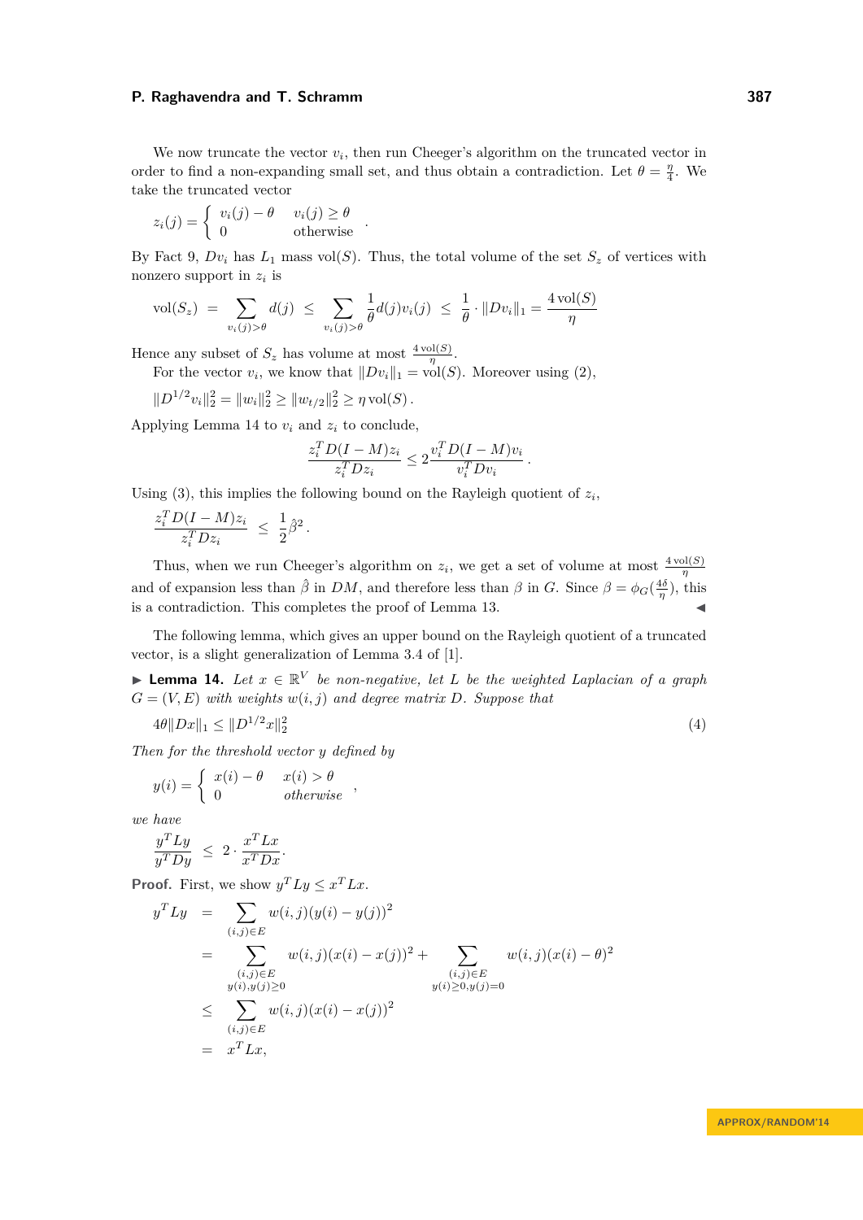We now truncate the vector $v_i$, then run Cheeger's algorithm on the truncated vector in order to find a non-expanding small set, and thus obtain a contradiction. Let $\theta = \frac{\eta}{4}$. We take the truncated vector

$$z_i(j) = \begin{cases} v_i(j) - \theta & v_i(j) \geq \theta \\ 0 & \text{otherwise} \end{cases}.$$

By Fact 9, $Dv_i$ has $L_1$ mass $\mathrm{vol}(S)$. Thus, the total volume of the set $S_z$ of vertices with nonzero support in $z_i$ is

$$\mathrm{vol}(S_z) \;=\; \sum_{v_i(j) > \theta} d(j) \;\leq\; \sum_{v_i(j)>\theta} \frac{1}{\theta} d(j) v_i(j) \;\leq\; \frac{1}{\theta} \cdot \|Dv_i\|_1 = \frac{4\,\mathrm{vol}(S)}{\eta}$$

Hence any subset of $S_z$ has volume at most $\frac{4\,\mathrm{vol}(S)}{\eta}$.

For the vector $v_i$, we know that $\|Dv_i\|_1 = \mathrm{vol}(S)$. Moreover using (2),

$$\|D^{1/2} v_i\|_2^2 = \|w_i\|_2^2 \geq \|w_{t/2}\|_2^2 \geq \eta\,\mathrm{vol}(S)\,.$$

Applying Lemma 14 to $v_i$ and $z_i$ to conclude,

$$\frac{z_i^T D(I-M) z_i}{z_i^T D z_i} \leq 2 \frac{v_i^T D(I-M) v_i}{v_i^T D v_i}\,.$$

Using (3), this implies the following bound on the Rayleigh quotient of $z_i$,

$$\frac{z_i^T D(I-M) z_i}{z_i^T D z_i} \;\leq\; \frac{1}{2} \hat{\beta}^2\,.$$

Thus, when we run Cheeger's algorithm on $z_i$, we get a set of volume at most $\frac{4\,\mathrm{vol}(S)}{\eta}$ and of expansion less than $\hat{\beta}$ in $DM$, and therefore less than $\beta$ in $G$. Since $\beta = \phi_G(\frac{4\delta}{\eta})$, this is a contradiction. This completes the proof of Lemma 13. ◀

The following lemma, which gives an upper bound on the Rayleigh quotient of a truncated vector, is a slight generalization of Lemma 3.4 of [1].

▶ **Lemma 14.** *Let $x \in \mathbb{R}^V$ be non-negative, let $L$ be the weighted Laplacian of a graph $G = (V, E)$ with weights $w(i,j)$ and degree matrix $D$. Suppose that*

$$4\theta \|Dx\|_1 \leq \|D^{1/2} x\|_2^2 \tag{4}$$

*Then for the threshold vector $y$ defined by*

$$y(i) = \begin{cases} x(i) - \theta & x(i) > \theta \\ 0 & \text{otherwise} \end{cases},$$

*we have*

$$\frac{y^T L y}{y^T D y} \;\leq\; 2 \cdot \frac{x^T L x}{x^T D x}.$$

**Proof.** First, we show $y^T L y \leq x^T L x$.

$$\begin{aligned}
y^T L y \;&=\; \sum_{(i,j)\in E} w(i,j)(y(i) - y(j))^2 \\
&=\; \sum_{\substack{(i,j)\in E \\ y(i),y(j)\geq 0}} w(i,j)(x(i) - x(j))^2 + \sum_{\substack{(i,j)\in E \\ y(i)\geq 0, y(j)=0}} w(i,j)(x(i) - \theta)^2 \\
&\leq\; \sum_{(i,j)\in E} w(i,j)(x(i) - x(j))^2 \\
&=\; x^T L x,
\end{aligned}$$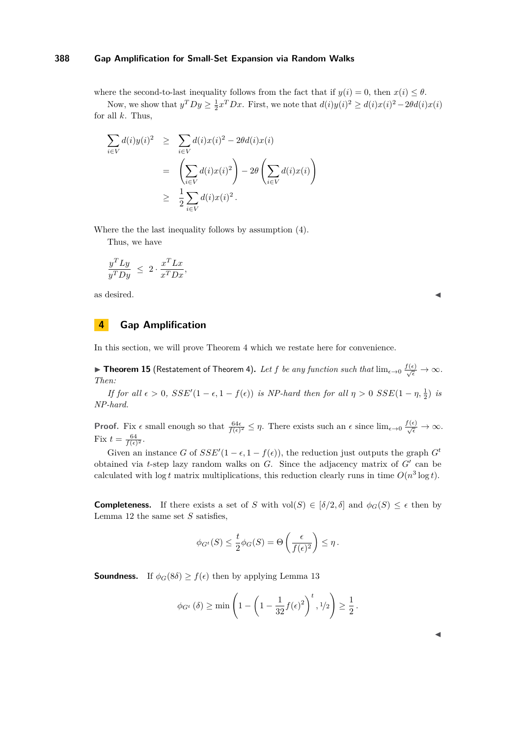where the second-to-last inequality follows from the fact that if $y(i) = 0$, then $x(i) \leq \theta$.

Now, we show that $y^T Dy \geq \frac{1}{2} x^T Dx$. First, we note that $d(i)y(i)^2 \geq d(i)x(i)^2 - 2\theta d(i)x(i)$ for all $k$. Thus,

$$
\begin{aligned}
\sum_{i \in V} d(i)y(i)^2 &\geq \sum_{i \in V} d(i)x(i)^2 - 2\theta d(i)x(i) \\
&= \left(\sum_{i \in V} d(i)x(i)^2\right) - 2\theta \left(\sum_{i \in V} d(i)x(i)\right) \\
&\geq \frac{1}{2} \sum_{i \in V} d(i)x(i)^2 .
\end{aligned}
$$

Where the the last inequality follows by assumption (4).

Thus, we have

$$
\frac{y^T Ly}{y^T Dy} \leq 2 \cdot \frac{x^T Lx}{x^T Dx},
$$

as desired. ◀

## 4 Gap Amplification

In this section, we will prove Theorem 4 which we restate here for convenience.

▶ **Theorem 15** (Restatement of Theorem 4). *Let $f$ be any function such that $\lim_{\epsilon \to 0} \frac{f(\epsilon)}{\sqrt{\epsilon}} \to \infty$. Then:*

*If for all $\epsilon > 0$, $SSE'(1-\epsilon, 1-f(\epsilon))$ is NP-hard then for all $\eta > 0$ $SSE(1-\eta, \frac{1}{2})$ is NP-hard.*

**Proof.** Fix $\epsilon$ small enough so that $\frac{64\epsilon}{f(\epsilon)^2} \leq \eta$. There exists such an $\epsilon$ since $\lim_{\epsilon \to 0} \frac{f(\epsilon)}{\sqrt{\epsilon}} \to \infty$. Fix $t = \frac{64}{f(\epsilon)^2}$.

Given an instance $G$ of $SSE'(1-\epsilon, 1-f(\epsilon))$, the reduction just outputs the graph $G^t$ obtained via $t$-step lazy random walks on $G$. Since the adjacency matrix of $G'$ can be calculated with $\log t$ matrix multiplications, this reduction clearly runs in time $O(n^3 \log t)$.

**Completeness.** If there exists a set of $S$ with $\text{vol}(S) \in [\delta/2, \delta]$ and $\phi_G(S) \leq \epsilon$ then by Lemma 12 the same set $S$ satisfies,

$$
\phi_{G^t}(S) \leq \frac{t}{2} \phi_G(S) = \Theta\left(\frac{\epsilon}{f(\epsilon)^2}\right) \leq \eta .
$$

**Soundness.** If $\phi_G(8\delta) \geq f(\epsilon)$ then by applying Lemma 13

$$
\phi_{G^t}(\delta) \geq \min\left(1 - \left(1 - \frac{1}{32} f(\epsilon)^2\right)^t, {}^1\!/\!_2\right) \geq \frac{1}{2} .
$$

◀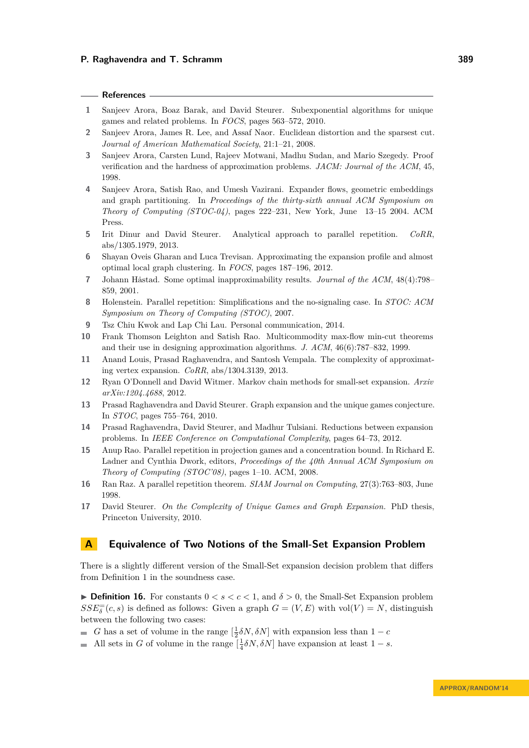## References

1. Sanjeev Arora, Boaz Barak, and David Steurer. Subexponential algorithms for unique games and related problems. In *FOCS*, pages 563–572, 2010.
2. Sanjeev Arora, James R. Lee, and Assaf Naor. Euclidean distortion and the sparsest cut. *Journal of American Mathematical Society*, 21:1–21, 2008.
3. Sanjeev Arora, Carsten Lund, Rajeev Motwani, Madhu Sudan, and Mario Szegedy. Proof verification and the hardness of approximation problems. *JACM: Journal of the ACM*, 45, 1998.
4. Sanjeev Arora, Satish Rao, and Umesh Vazirani. Expander flows, geometric embeddings and graph partitioning. In *Proceedings of the thirty-sixth annual ACM Symposium on Theory of Computing (STOC-04)*, pages 222–231, New York, June 13–15 2004. ACM Press.
5. Irit Dinur and David Steurer. Analytical approach to parallel repetition. *CoRR*, abs/1305.1979, 2013.
6. Shayan Oveis Gharan and Luca Trevisan. Approximating the expansion profile and almost optimal local graph clustering. In *FOCS*, pages 187–196, 2012.
7. Johann Håstad. Some optimal inapproximability results. *Journal of the ACM*, 48(4):798–859, 2001.
8. Holenstein. Parallel repetition: Simplifications and the no-signaling case. In *STOC: ACM Symposium on Theory of Computing (STOC)*, 2007.
9. Tsz Chiu Kwok and Lap Chi Lau. Personal communication, 2014.
10. Frank Thomson Leighton and Satish Rao. Multicommodity max-flow min-cut theorems and their use in designing approximation algorithms. *J. ACM*, 46(6):787–832, 1999.
11. Anand Louis, Prasad Raghavendra, and Santosh Vempala. The complexity of approximating vertex expansion. *CoRR*, abs/1304.3139, 2013.
12. Ryan O'Donnell and David Witmer. Markov chain methods for small-set expansion. *Arxiv arXiv:1204.4688*, 2012.
13. Prasad Raghavendra and David Steurer. Graph expansion and the unique games conjecture. In *STOC*, pages 755–764, 2010.
14. Prasad Raghavendra, David Steurer, and Madhur Tulsiani. Reductions between expansion problems. In *IEEE Conference on Computational Complexity*, pages 64–73, 2012.
15. Anup Rao. Parallel repetition in projection games and a concentration bound. In Richard E. Ladner and Cynthia Dwork, editors, *Proceedings of the 40th Annual ACM Symposium on Theory of Computing (STOC'08)*, pages 1–10. ACM, 2008.
16. Ran Raz. A parallel repetition theorem. *SIAM Journal on Computing*, 27(3):763–803, June 1998.
17. David Steurer. *On the Complexity of Unique Games and Graph Expansion.* PhD thesis, Princeton University, 2010.

# A Equivalence of Two Notions of the Small-Set Expansion Problem

There is a slightly different version of the Small-Set expansion decision problem that differs from Definition 1 in the soundness case.

▶ **Definition 16.** For constants $0 < s < c < 1$, and $\delta > 0$, the Small-Set Expansion problem $SSE^{=}_{\delta}(c, s)$ is defined as follows: Given a graph $G = (V, E)$ with $\mathrm{vol}(V) = N$, distinguish between the following two cases:

- $G$ has a set of volume in the range $[\frac{1}{2}\delta N, \delta N]$ with expansion less than $1 - c$
- All sets in $G$ of volume in the range $[\frac{1}{4}\delta N, \delta N]$ have expansion at least $1 - s$.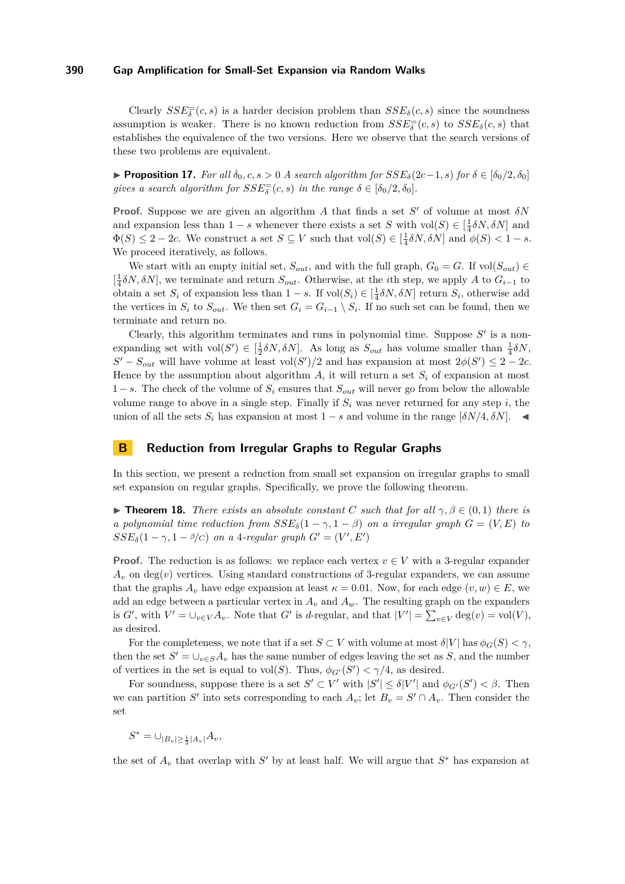Clearly $SSE_{\delta}^{=}(c,s)$ is a harder decision problem than $SSE_{\delta}(c,s)$ since the soundness assumption is weaker. There is no known reduction from $SSE_{\delta}^{=}(c,s)$ to $SSE_{\delta}(c,s)$ that establishes the equivalence of the two versions. Here we observe that the search versions of these two problems are equivalent.

▶ **Proposition 17.** *For all $\delta_0, c, s > 0$ A search algorithm for $SSE_{\delta}(2c-1, s)$ for $\delta \in [\delta_0/2, \delta_0]$ gives a search algorithm for $SSE_{\delta}^{=}(c,s)$ in the range $\delta \in [\delta_0/2, \delta_0]$.*

**Proof.** Suppose we are given an algorithm $A$ that finds a set $S'$ of volume at most $\delta N$ and expansion less than $1-s$ whenever there exists a set $S$ with $\mathrm{vol}(S) \in [\frac{1}{4}\delta N, \delta N]$ and $\Phi(S) \leq 2 - 2c$. We construct a set $S \subseteq V$ such that $\mathrm{vol}(S) \in [\frac{1}{4}\delta N, \delta N]$ and $\phi(S) < 1-s$. We proceed iteratively, as follows.

We start with an empty initial set, $S_{out}$, and with the full graph, $G_0 = G$. If $\mathrm{vol}(S_{out}) \in [\frac{1}{4}\delta N, \delta N]$, we terminate and return $S_{out}$. Otherwise, at the $i$th step, we apply $A$ to $G_{i-1}$ to obtain a set $S_i$ of expansion less than $1-s$. If $\mathrm{vol}(S_i) \in [\frac{1}{4}\delta N, \delta N]$ return $S_i$, otherwise add the vertices in $S_i$ to $S_{out}$. We then set $G_i = G_{i-1} \setminus S_i$. If no such set can be found, then we terminate and return no.

Clearly, this algorithm terminates and runs in polynomial time. Suppose $S'$ is a non-expanding set with $\mathrm{vol}(S') \in [\frac{1}{2}\delta N, \delta N]$. As long as $S_{out}$ has volume smaller than $\frac{1}{4}\delta N$, $S' - S_{out}$ will have volume at least $\mathrm{vol}(S')/2$ and has expansion at most $2\phi(S') \leq 2 - 2c$. Hence by the assumption about algorithm $A$, it will return a set $S_i$ of expansion at most $1-s$. The check of the volume of $S_i$ ensures that $S_{out}$ will never go from below the allowable volume range to above in a single step. Finally if $S_i$ was never returned for any step $i$, the union of all the sets $S_i$ has expansion at most $1-s$ and volume in the range $[\delta N/4, \delta N]$. ◀

# B Reduction from Irregular Graphs to Regular Graphs

In this section, we present a reduction from small set expansion on irregular graphs to small set expansion on regular graphs. Specifically, we prove the following theorem.

▶ **Theorem 18.** *There exists an absolute constant $C$ such that for all $\gamma, \beta \in (0,1)$ there is a polynomial time reduction from $SSE_{\delta}(1-\gamma, 1-\beta)$ on a irregular graph $G = (V,E)$ to $SSE_{\delta}(1-\gamma, 1-\beta/C)$ on a 4-regular graph $G' = (V', E')$*

**Proof.** The reduction is as follows: we replace each vertex $v \in V$ with a 3-regular expander $A_v$ on $\deg(v)$ vertices. Using standard constructions of 3-regular expanders, we can assume that the graphs $A_v$ have edge expansion at least $\kappa = 0.01$. Now, for each edge $(v,w) \in E$, we add an edge between a particular vertex in $A_v$ and $A_w$. The resulting graph on the expanders is $G'$, with $V' = \cup_{v \in V} A_v$. Note that $G'$ is $d$-regular, and that $|V'| = \sum_{v \in V} \deg(v) = \mathrm{vol}(V)$, as desired.

For the completeness, we note that if a set $S \subset V$ with volume at most $\delta|V|$ has $\phi_G(S) < \gamma$, then the set $S' = \cup_{v \in S} A_v$ has the same number of edges leaving the set as $S$, and the number of vertices in the set is equal to $\mathrm{vol}(S)$. Thus, $\phi_{G'}(S') < \gamma/4$, as desired.

For soundness, suppose there is a set $S' \subset V'$ with $|S'| \leq \delta |V'|$ and $\phi_{G'}(S') < \beta$. Then we can partition $S'$ into sets corresponding to each $A_v$; let $B_v = S' \cap A_v$. Then consider the set

$$S^* = \cup_{|B_v| \geq \frac{1}{2}|A_v|} A_v,$$

the set of $A_v$ that overlap with $S'$ by at least half. We will argue that $S^*$ has expansion at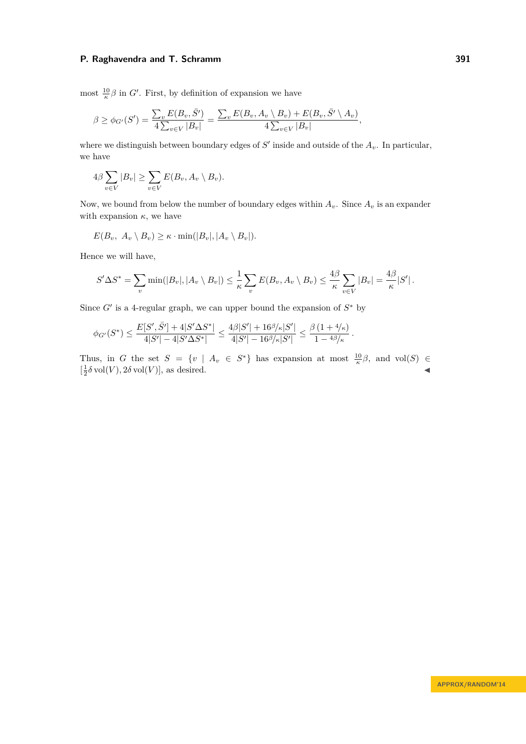most $\frac{10}{\kappa}\beta$ in $G'$. First, by definition of expansion we have

$$\beta \geq \phi_{G'}(S') = \frac{\sum_v E(B_v, \bar{S}')}{4\sum_{v\in V}|B_v|} = \frac{\sum_v E(B_v, A_v \setminus B_v) + E(B_v, \bar{S}' \setminus A_v)}{4\sum_{v\in V}|B_v|},$$

where we distinguish between boundary edges of $S'$ inside and outside of the $A_v$. In particular, we have

$$4\beta \sum_{v\in V}|B_v| \geq \sum_{v\in V} E(B_v, A_v \setminus B_v).$$

Now, we bound from below the number of boundary edges within $A_v$. Since $A_v$ is an expander with expansion $\kappa$, we have

$$E(B_v,\ A_v \setminus B_v) \geq \kappa \cdot \min(|B_v|, |A_v \setminus B_v|).$$

Hence we will have,

$$S'\Delta S^* = \sum_v \min(|B_v|, |A_v \setminus B_v|) \leq \frac{1}{\kappa}\sum_v E(B_v, A_v \setminus B_v) \leq \frac{4\beta}{\kappa}\sum_{v\in V}|B_v| = \frac{4\beta}{\kappa}|S'|\,.$$

Since $G'$ is a 4-regular graph, we can upper bound the expansion of $S^*$ by

$$\phi_{G'}(S^*) \leq \frac{E[S', \bar{S}'] + 4|S'\Delta S^*|}{4|S'| - 4|S'\Delta S^*|} \leq \frac{4\beta|S'| + 16\beta/\kappa|S'|}{4|S'| - 16\beta/\kappa|S'|} \leq \frac{\beta\,(1 + 4/\kappa)}{1 - 4\beta/\kappa}\,.$$

Thus, in $G$ the set $S = \{v \mid A_v \in S^*\}$ has expansion at most $\frac{10}{\kappa}\beta$, and $\mathrm{vol}(S) \in [\frac{1}{2}\delta\,\mathrm{vol}(V), 2\delta\,\mathrm{vol}(V)]$, as desired. ◀